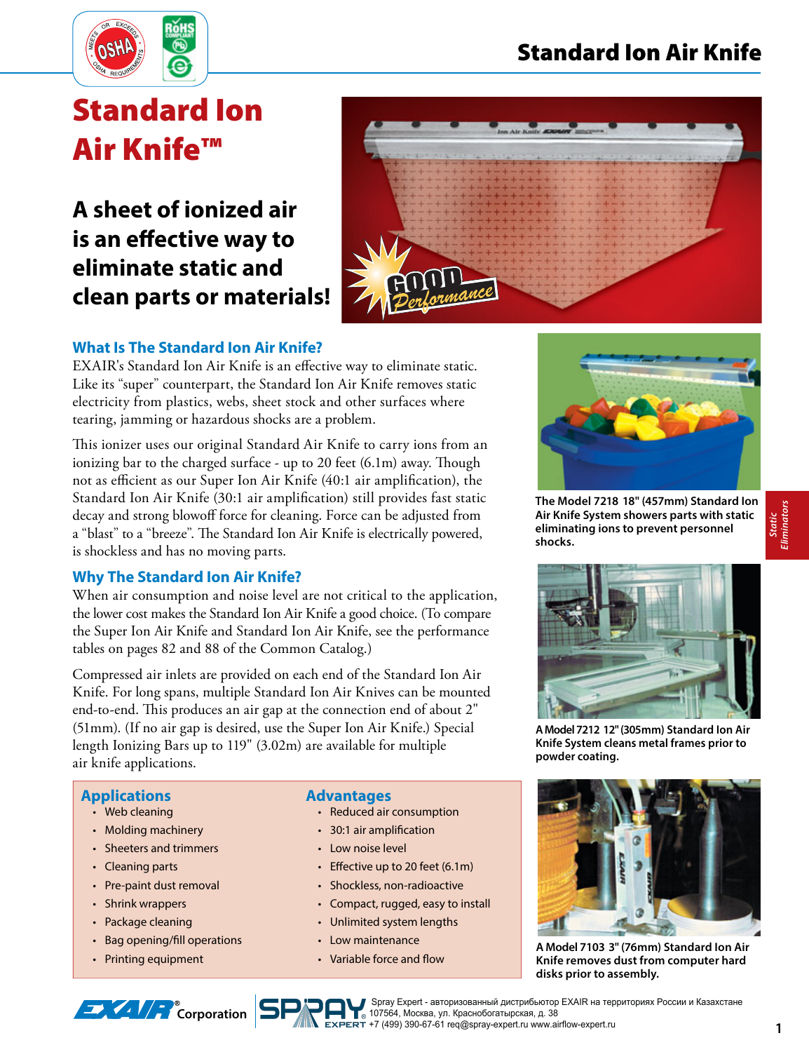# Standard Ion Air Knife™

## A sheet of ionized air is an effective way to eliminate static and clean parts or materials!

### What Is The Standard Ion Air Knife?

EXAIR's Standard Ion Air Knife is an effective way to eliminate static. Like its "super" counterpart, the Standard Ion Air Knife removes static electricity from plastics, webs, sheet stock and other surfaces where tearing, jamming or hazardous shocks are a problem.

This ionizer uses our original Standard Air Knife to carry ions from an ionizing bar to the charged surface - up to 20 feet (6.1m) away. Though not as efficient as our Super Ion Air Knife (40:1 air amplification), the Standard Ion Air Knife (30:1 air amplification) still provides fast static decay and strong blowoff force for cleaning. Force can be adjusted from a "blast" to a "breeze". The Standard Ion Air Knife is electrically powered, is shockless and has no moving parts.

### Why The Standard Ion Air Knife?

When air consumption and noise level are not critical to the application, the lower cost makes the Standard Ion Air Knife a good choice. (To compare the Super Ion Air Knife and Standard Ion Air Knife, see the performance tables on pages 82 and 88 of the Common Catalog.)

Compressed air inlets are provided on each end of the Standard Ion Air Knife. For long spans, multiple Standard Ion Air Knives can be mounted end-to-end. This produces an air gap at the connection end of about 2" (51mm). (If no air gap is desired, use the Super Ion Air Knife.) Special length Ionizing Bars up to 119" (3.02m) are available for multiple air knife applications.

### Applications

- Web cleaning
- Molding machinery
- Sheeters and trimmers
- Cleaning parts
- Pre-paint dust removal
- Shrink wrappers
- Package cleaning
- Bag opening/fill operations
- Printing equipment

### Advantages

- Reduced air consumption
- 30:1 air amplification
- Low noise level
- Effective up to 20 feet (6.1m)
- Shockless, non-radioactive
- Compact, rugged, easy to install
- Unlimited system lengths
- Low maintenance
- Variable force and flow

**The Model 7218 18" (457mm) Standard Ion Air Knife System showers parts with static eliminating ions to prevent personnel shocks.**

**A Model 7212 12" (305mm) Standard Ion Air Knife System cleans metal frames prior to powder coating.**

**A Model 7103 3" (76mm) Standard Ion Air Knife removes dust from computer hard disks prior to assembly.**

Spray Expert - авторизованный дистрибьютор EXAIR на территориях России и Казахстане
107564, Москва, ул. Краснобогатырская, д. 38
+7 (499) 390-67-61 req@spray-expert.ru www.airflow-expert.ru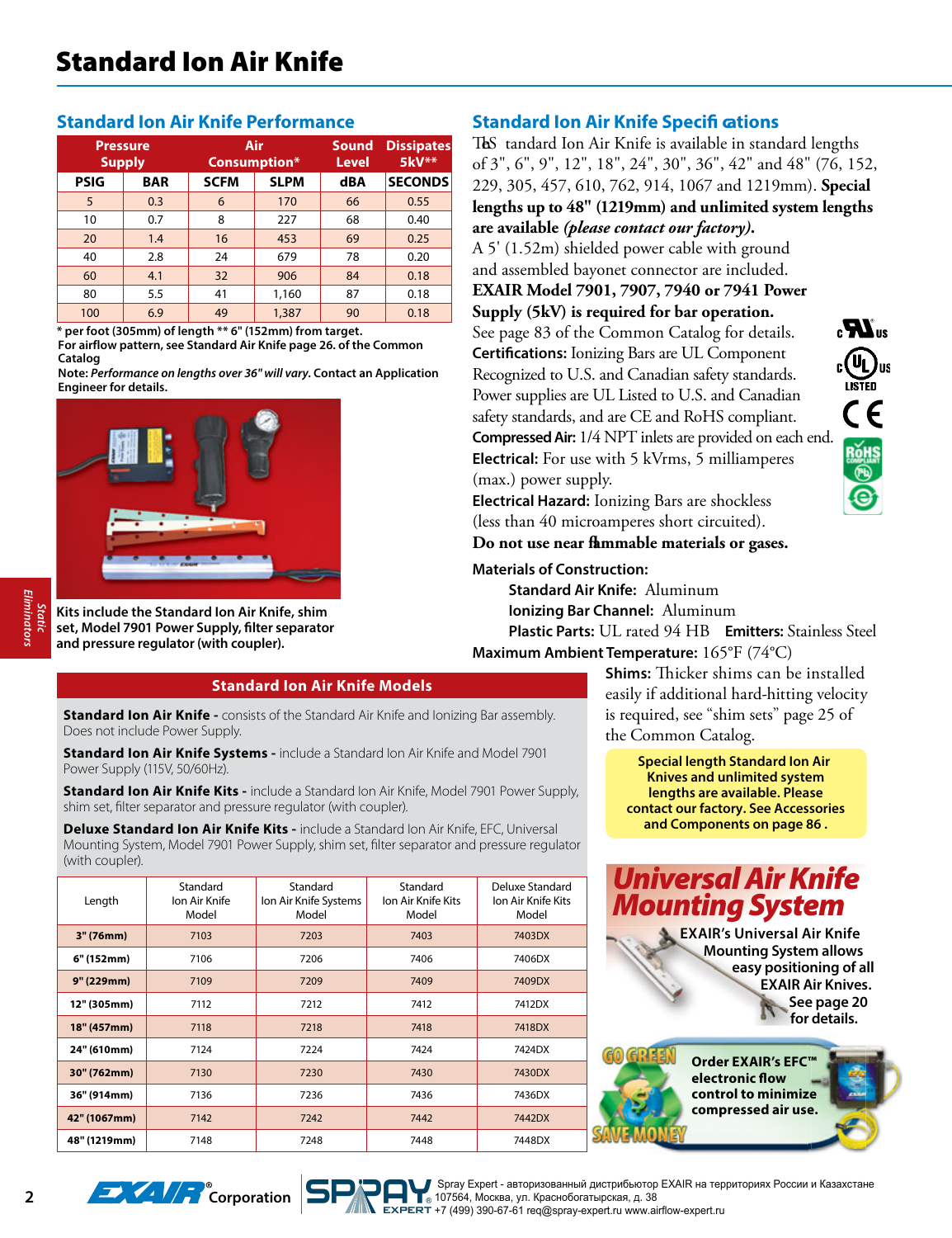# Standard Ion Air Knife

## Standard Ion Air Knife Performance

| Pressure Supply | | Air Consumption* | | Sound Level | Dissipates 5kV** |
|---|---|---|---|---|---|
| PSIG | BAR | SCFM | SLPM | dBA | SECONDS |
| 5 | 0.3 | 6 | 170 | 66 | 0.55 |
| 10 | 0.7 | 8 | 227 | 68 | 0.40 |
| 20 | 1.4 | 16 | 453 | 69 | 0.25 |
| 40 | 2.8 | 24 | 679 | 78 | 0.20 |
| 60 | 4.1 | 32 | 906 | 84 | 0.18 |
| 80 | 5.5 | 41 | 1,160 | 87 | 0.18 |
| 100 | 6.9 | 49 | 1,387 | 90 | 0.18 |

**\* per foot (305mm) of length \*\* 6" (152mm) from target.**
**For airflow pattern, see Standard Air Knife page 26. of the Common Catalog**
**Note:** *Performance on lengths over 36" will vary*. **Contact an Application Engineer for details.**

**Kits include the Standard Ion Air Knife, shim set, Model 7901 Power Supply, filter separator and pressure regulator (with coupler).**

## Standard Ion Air Knife Specifications

The Standard Ion Air Knife is available in standard lengths of 3", 6", 9", 12", 18", 24", 30", 36", 42" and 48" (76, 152, 229, 305, 457, 610, 762, 914, 1067 and 1219mm). **Special lengths up to 48" (1219mm) and unlimited system lengths are available** ***(please contact our factory).***

A 5' (1.52m) shielded power cable with ground and assembled bayonet connector are included.

**EXAIR Model 7901, 7907, 7940 or 7941 Power Supply (5kV) is required for bar operation.** See page 83 of the Common Catalog for details.

**Certifications:** Ionizing Bars are UL Component Recognized to U.S. and Canadian safety standards. Power supplies are UL Listed to U.S. and Canadian safety standards, and are CE and RoHS compliant.

**Compressed Air:** 1/4 NPT inlets are provided on each end.

**Electrical:** For use with 5 kVrms, 5 milliamperes (max.) power supply.

**Electrical Hazard:** Ionizing Bars are shockless (less than 40 microamperes short circuited).

**Do not use near flammable materials or gases.**

**Materials of Construction:**

- **Standard Air Knife:** Aluminum
- **Ionizing Bar Channel:** Aluminum
- **Plastic Parts:** UL rated 94 HB **Emitters:** Stainless Steel

**Maximum Ambient Temperature:** 165°F (74°C)

**Shims:** Thicker shims can be installed easily if additional hard-hitting velocity is required, see "shim sets" page 25 of the Common Catalog.

**Special length Standard Ion Air Knives and unlimited system lengths are available. Please contact our factory. See Accessories and Components on page 86 .**

## Standard Ion Air Knife Models

**Standard Ion Air Knife -** consists of the Standard Air Knife and Ionizing Bar assembly. Does not include Power Supply.

**Standard Ion Air Knife Systems -** include a Standard Ion Air Knife and Model 7901 Power Supply (115V, 50/60Hz).

**Standard Ion Air Knife Kits -** include a Standard Ion Air Knife, Model 7901 Power Supply, shim set, filter separator and pressure regulator (with coupler).

**Deluxe Standard Ion Air Knife Kits -** include a Standard Ion Air Knife, EFC, Universal Mounting System, Model 7901 Power Supply, shim set, filter separator and pressure regulator (with coupler).

| Length | Standard Ion Air Knife Model | Standard Ion Air Knife Systems Model | Standard Ion Air Knife Kits Model | Deluxe Standard Ion Air Knife Kits Model |
|---|---|---|---|---|
| 3" (76mm) | 7103 | 7203 | 7403 | 7403DX |
| 6" (152mm) | 7106 | 7206 | 7406 | 7406DX |
| 9" (229mm) | 7109 | 7209 | 7409 | 7409DX |
| 12" (305mm) | 7112 | 7212 | 7412 | 7412DX |
| 18" (457mm) | 7118 | 7218 | 7418 | 7418DX |
| 24" (610mm) | 7124 | 7224 | 7424 | 7424DX |
| 30" (762mm) | 7130 | 7230 | 7430 | 7430DX |
| 36" (914mm) | 7136 | 7236 | 7436 | 7436DX |
| 42" (1067mm) | 7142 | 7242 | 7442 | 7442DX |
| 48" (1219mm) | 7148 | 7248 | 7448 | 7448DX |

## Universal Air Knife Mounting System

**EXAIR's Universal Air Knife Mounting System allows easy positioning of all EXAIR Air Knives. See page 20 for details.**

GO GREEN SAVE MONEY

**Order EXAIR's EFC™ electronic flow control to minimize compressed air use.**

EXAIR Corporation

Spray Expert - авторизованный дистрибьютор EXAIR на территориях России и Казахстане
107564, Москва, ул. Краснобогатырская, д. 38
+7 (499) 390-67-61 req@spray-expert.ru www.airflow-expert.ru